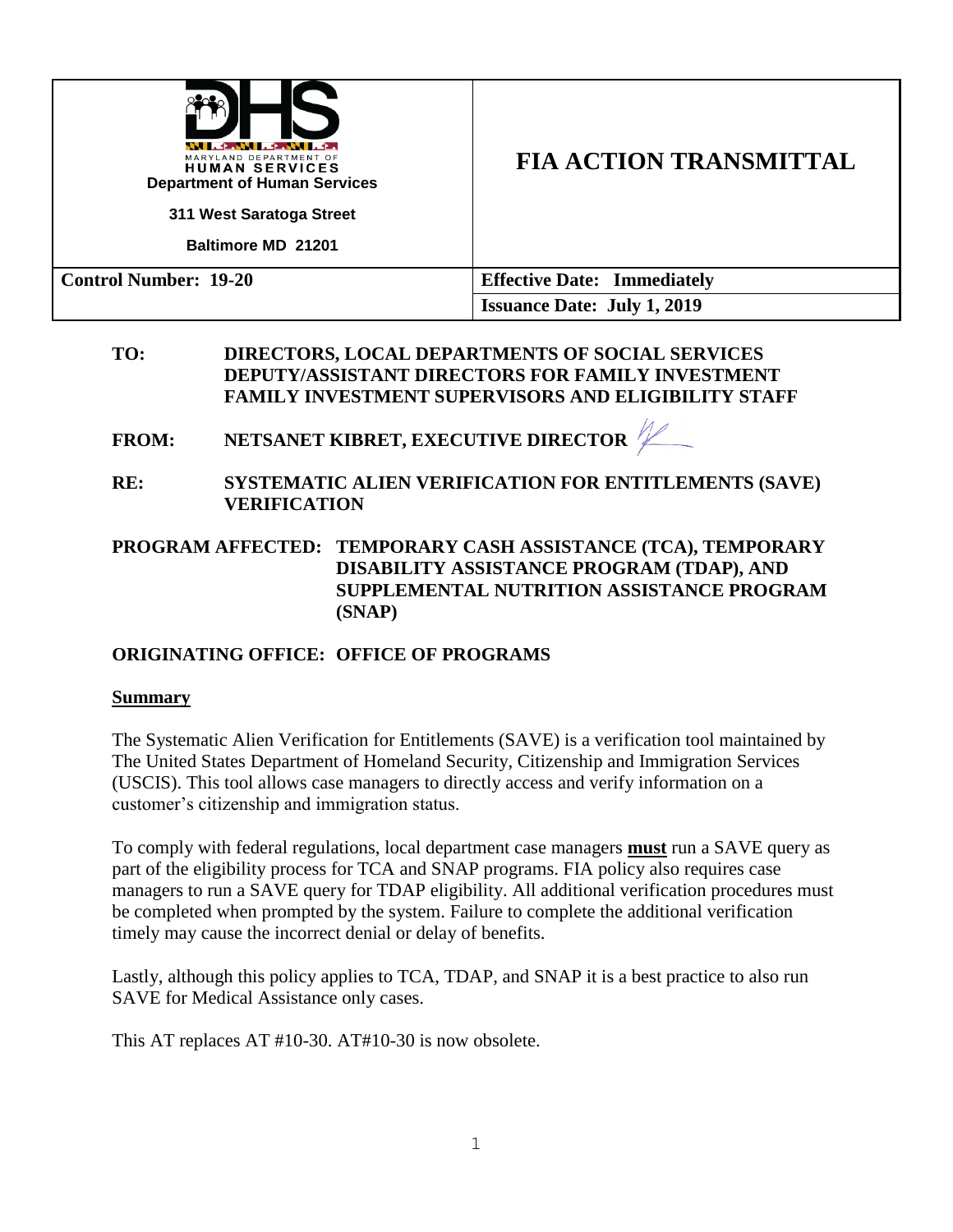| MARYLAND DEPARTMENT OF HUMAN SERVICES<br>**Department of Human Services**<br>**311 West Saratoga Street**<br>**Baltimore MD 21201** | **FIA ACTION TRANSMITTAL** |
|---|---|
| **Control Number: 19-20** | **Effective Date: Immediately** |
| | **Issuance Date: July 1, 2019** |

**TO:** DIRECTORS, LOCAL DEPARTMENTS OF SOCIAL SERVICES
DEPUTY/ASSISTANT DIRECTORS FOR FAMILY INVESTMENT
FAMILY INVESTMENT SUPERVISORS AND ELIGIBILITY STAFF

**FROM:** NETSANET KIBRET, EXECUTIVE DIRECTOR

**RE:** SYSTEMATIC ALIEN VERIFICATION FOR ENTITLEMENTS (SAVE) VERIFICATION

**PROGRAM AFFECTED:** TEMPORARY CASH ASSISTANCE (TCA), TEMPORARY DISABILITY ASSISTANCE PROGRAM (TDAP), AND SUPPLEMENTAL NUTRITION ASSISTANCE PROGRAM (SNAP)

**ORIGINATING OFFICE:** OFFICE OF PROGRAMS

## Summary

The Systematic Alien Verification for Entitlements (SAVE) is a verification tool maintained by The United States Department of Homeland Security, Citizenship and Immigration Services (USCIS). This tool allows case managers to directly access and verify information on a customer's citizenship and immigration status.

To comply with federal regulations, local department case managers **must** run a SAVE query as part of the eligibility process for TCA and SNAP programs. FIA policy also requires case managers to run a SAVE query for TDAP eligibility. All additional verification procedures must be completed when prompted by the system. Failure to complete the additional verification timely may cause the incorrect denial or delay of benefits.

Lastly, although this policy applies to TCA, TDAP, and SNAP it is a best practice to also run SAVE for Medical Assistance only cases.

This AT replaces AT #10-30. AT#10-30 is now obsolete.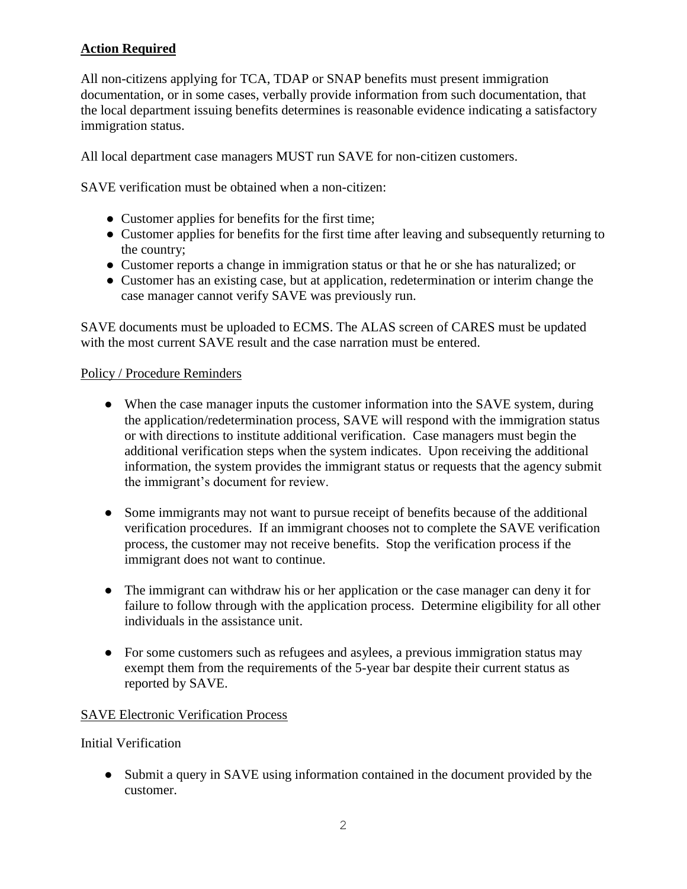**Action Required**

All non-citizens applying for TCA, TDAP or SNAP benefits must present immigration documentation, or in some cases, verbally provide information from such documentation, that the local department issuing benefits determines is reasonable evidence indicating a satisfactory immigration status.

All local department case managers MUST run SAVE for non-citizen customers.

SAVE verification must be obtained when a non-citizen:

- Customer applies for benefits for the first time;
- Customer applies for benefits for the first time after leaving and subsequently returning to the country;
- Customer reports a change in immigration status or that he or she has naturalized; or
- Customer has an existing case, but at application, redetermination or interim change the case manager cannot verify SAVE was previously run.

SAVE documents must be uploaded to ECMS. The ALAS screen of CARES must be updated with the most current SAVE result and the case narration must be entered.

Policy / Procedure Reminders

- When the case manager inputs the customer information into the SAVE system, during the application/redetermination process, SAVE will respond with the immigration status or with directions to institute additional verification. Case managers must begin the additional verification steps when the system indicates. Upon receiving the additional information, the system provides the immigrant status or requests that the agency submit the immigrant's document for review.

- Some immigrants may not want to pursue receipt of benefits because of the additional verification procedures. If an immigrant chooses not to complete the SAVE verification process, the customer may not receive benefits. Stop the verification process if the immigrant does not want to continue.

- The immigrant can withdraw his or her application or the case manager can deny it for failure to follow through with the application process. Determine eligibility for all other individuals in the assistance unit.

- For some customers such as refugees and asylees, a previous immigration status may exempt them from the requirements of the 5-year bar despite their current status as reported by SAVE.

SAVE Electronic Verification Process

Initial Verification

- Submit a query in SAVE using information contained in the document provided by the customer.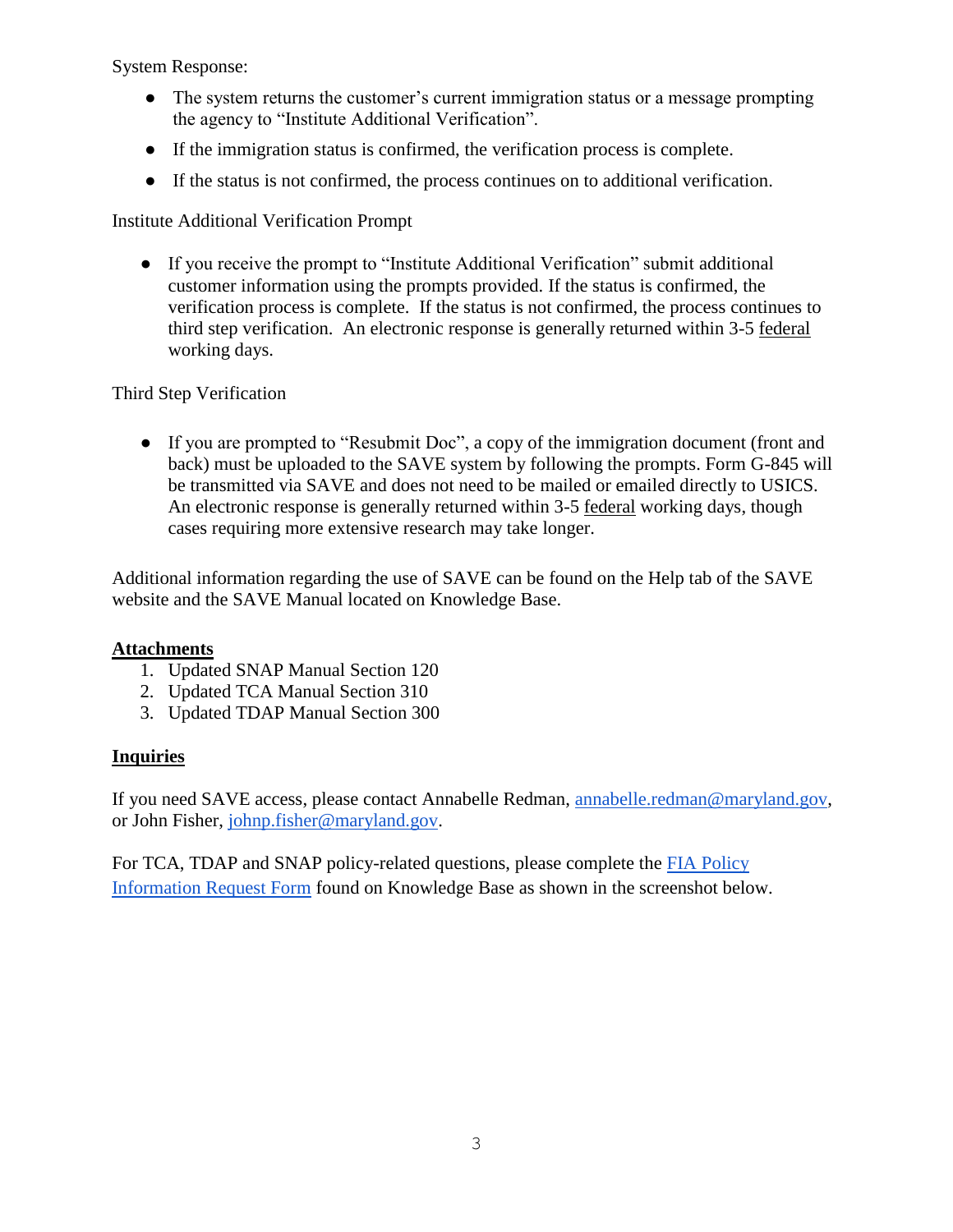System Response:

- The system returns the customer's current immigration status or a message prompting the agency to "Institute Additional Verification".
- If the immigration status is confirmed, the verification process is complete.
- If the status is not confirmed, the process continues on to additional verification.

Institute Additional Verification Prompt

- If you receive the prompt to "Institute Additional Verification" submit additional customer information using the prompts provided. If the status is confirmed, the verification process is complete. If the status is not confirmed, the process continues to third step verification. An electronic response is generally returned within 3-5 federal working days.

Third Step Verification

- If you are prompted to "Resubmit Doc", a copy of the immigration document (front and back) must be uploaded to the SAVE system by following the prompts. Form G-845 will be transmitted via SAVE and does not need to be mailed or emailed directly to USICS. An electronic response is generally returned within 3-5 federal working days, though cases requiring more extensive research may take longer.

Additional information regarding the use of SAVE can be found on the Help tab of the SAVE website and the SAVE Manual located on Knowledge Base.

**Attachments**

1. Updated SNAP Manual Section 120
2. Updated TCA Manual Section 310
3. Updated TDAP Manual Section 300

**Inquiries**

If you need SAVE access, please contact Annabelle Redman, annabelle.redman@maryland.gov, or John Fisher, johnp.fisher@maryland.gov.

For TCA, TDAP and SNAP policy-related questions, please complete the FIA Policy Information Request Form found on Knowledge Base as shown in the screenshot below.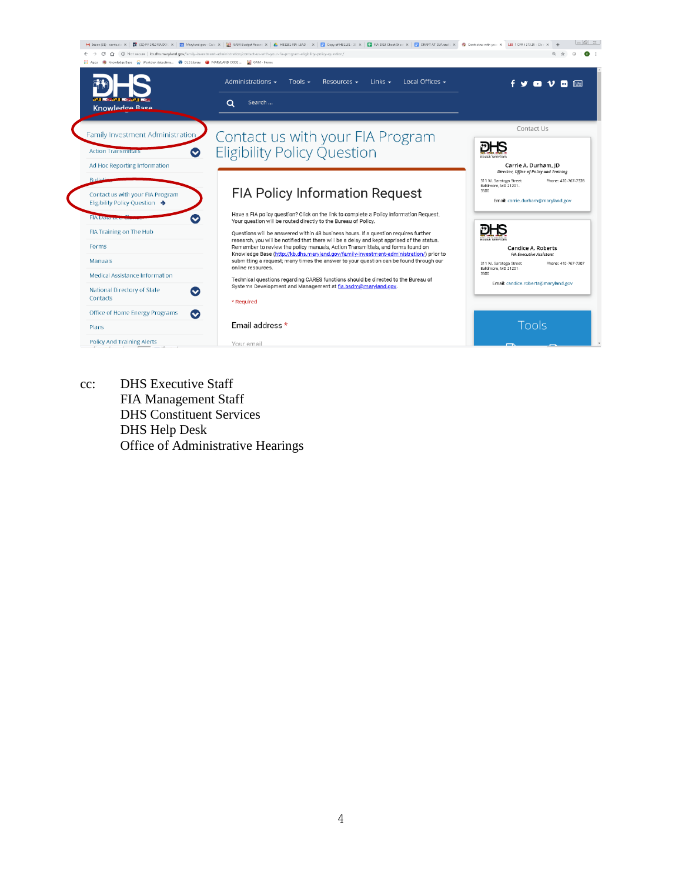Family Investment Administration

Action Transmittals

Ad Hoc Reporting Information

Bulletins

Contact us with your FIA Program Eligibility Policy Question

FIA Data Base Changes

FIA Training on The Hub

Forms

Manuals

Medical Assistance Information

National Directory of State Contacts

Office of Home Energy Programs

Plans

Policy And Training Alerts

# Contact us with your FIA Program Eligibility Policy Question

## FIA Policy Information Request

Have a FIA policy question? Click on the link to complete a Policy Information Request. Your question will be routed directly to the Bureau of Policy.

Questions will be answered within 48 business hours. If a question requires further research, you will be notified that there will be a delay and kept apprised of the status. Remember to review the policy manuals, Action Transmittals, and forms found on Knowledge Base (http://kb.dhs.maryland.gov/family-investment-administration/) prior to submitting a request; many times the answer to your question can be found through our online resources.

Technical questions regarding CARES functions should be directed to the Bureau of Systems Development and Management at fia.bsdm@maryland.gov.

* Required

Email address *

Your email

Contact Us

Carrie A. Durham, JD
*Director, Office of Policy and Training*
311 W. Saratoga Street
Baltimore, MD 21201-3500
Phone: 410-767-7326
Email: carrie.durham@maryland.gov

Candice A. Roberts
*FIA Executive Assistant*
311 W. Saratoga Street
Baltimore, MD 21201-3500
Phone: 410-767-7207
Email: candice.roberts@maryland.gov

Tools

cc: DHS Executive Staff
FIA Management Staff
DHS Constituent Services
DHS Help Desk
Office of Administrative Hearings